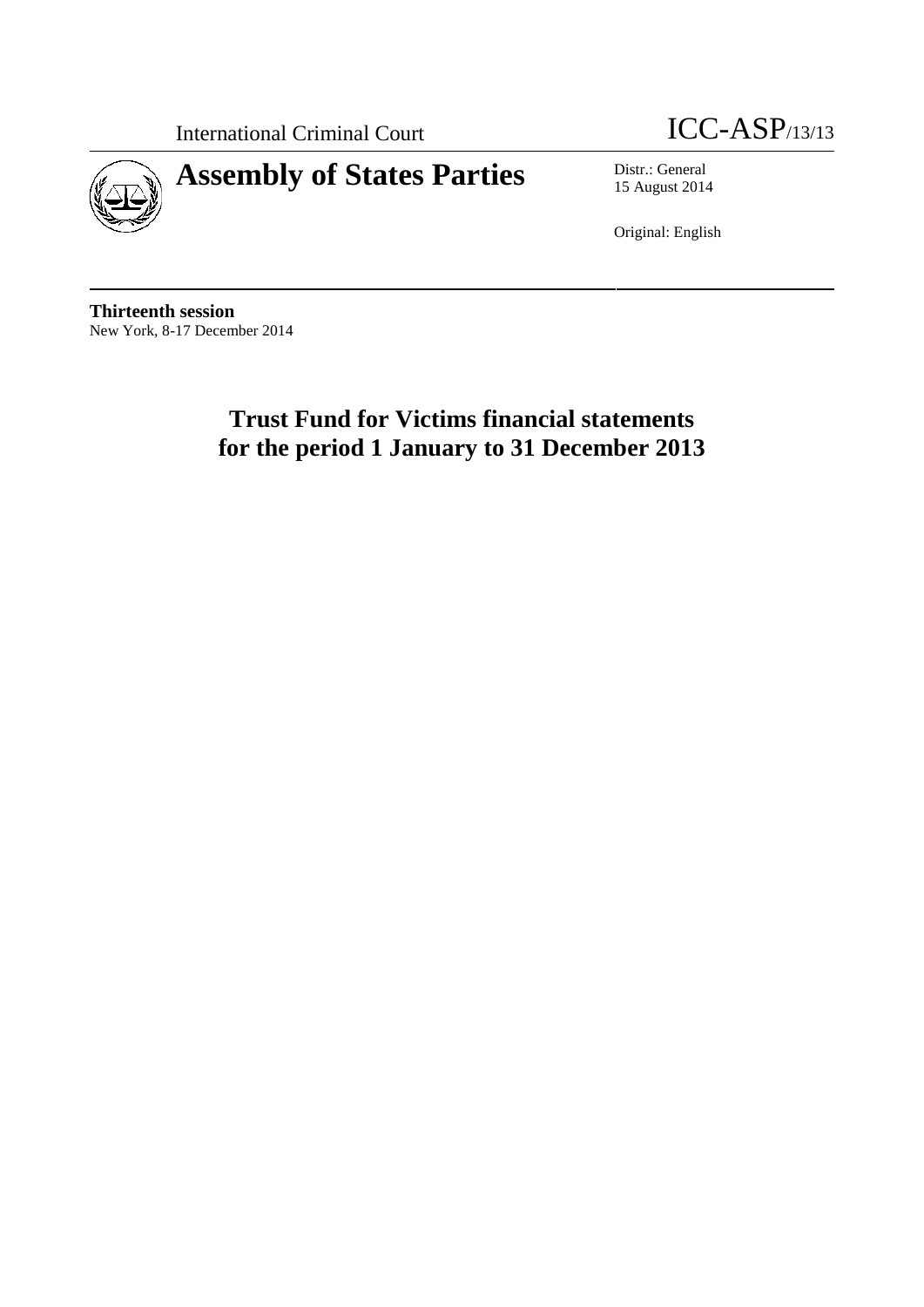International Criminal Court

ICC-ASP/13/13

# Assembly of States Parties

Distr.: General
15 August 2014

Original: English

**Thirteenth session**
New York, 8-17 December 2014

# Trust Fund for Victims financial statements for the period 1 January to 31 December 2013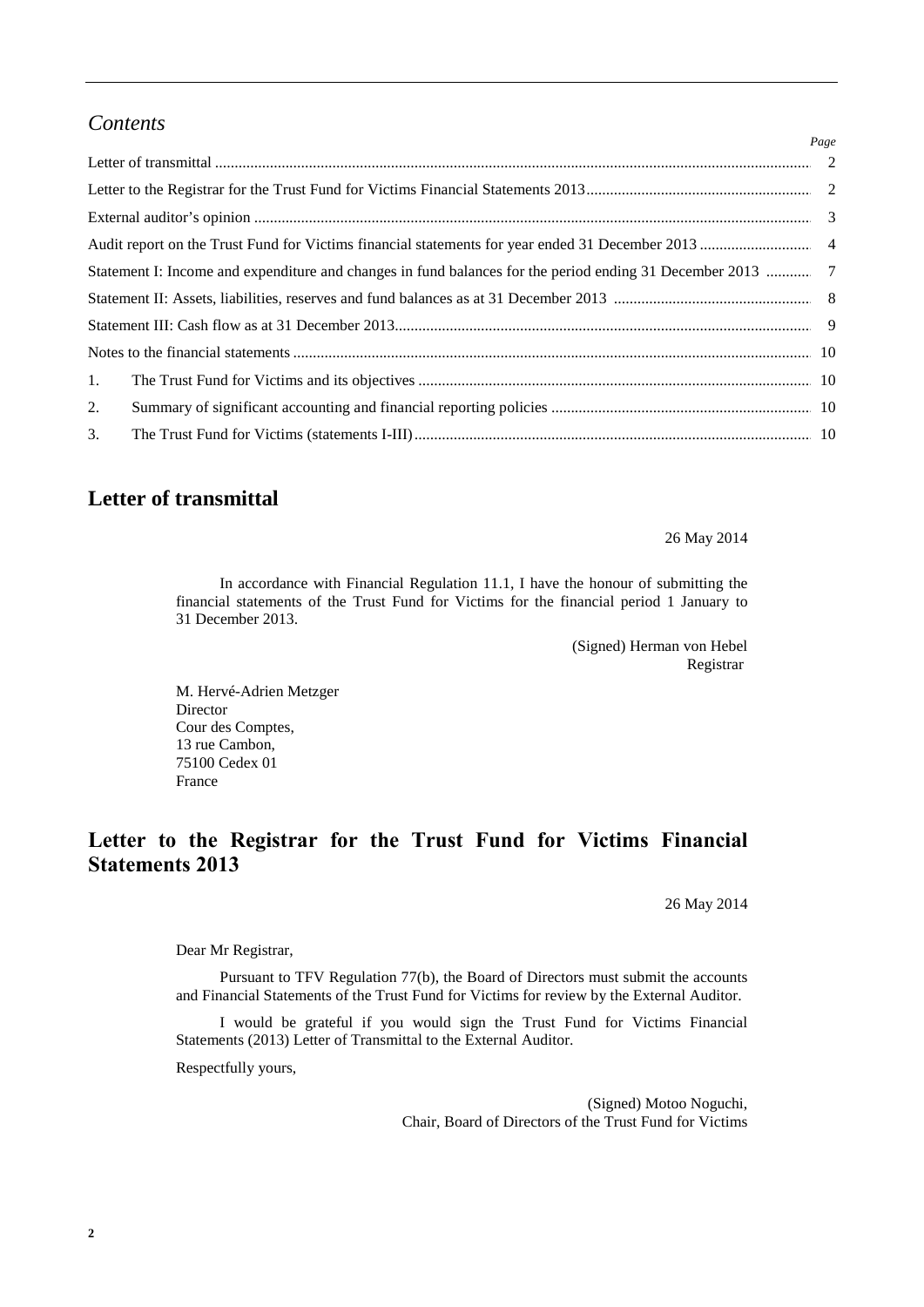## *Contents*

| | | Page |
|---|---|---|
| Letter of transmittal | | 2 |
| Letter to the Registrar for the Trust Fund for Victims Financial Statements 2013 | | 2 |
| External auditor's opinion | | 3 |
| Audit report on the Trust Fund for Victims financial statements for year ended 31 December 2013 | | 4 |
| Statement I: Income and expenditure and changes in fund balances for the period ending 31 December 2013 | | 7 |
| Statement II: Assets, liabilities, reserves and fund balances as at 31 December 2013 | | 8 |
| Statement III: Cash flow as at 31 December 2013 | | 9 |
| Notes to the financial statements | | 10 |
| 1. | The Trust Fund for Victims and its objectives | 10 |
| 2. | Summary of significant accounting and financial reporting policies | 10 |
| 3. | The Trust Fund for Victims (statements I-III) | 10 |

# Letter of transmittal

26 May 2014

In accordance with Financial Regulation 11.1, I have the honour of submitting the financial statements of the Trust Fund for Victims for the financial period 1 January to 31 December 2013.

(Signed) Herman von Hebel
Registrar

M. Hervé-Adrien Metzger
Director
Cour des Comptes,
13 rue Cambon,
75100 Cedex 01
France

# Letter to the Registrar for the Trust Fund for Victims Financial Statements 2013

26 May 2014

Dear Mr Registrar,

Pursuant to TFV Regulation 77(b), the Board of Directors must submit the accounts and Financial Statements of the Trust Fund for Victims for review by the External Auditor.

I would be grateful if you would sign the Trust Fund for Victims Financial Statements (2013) Letter of Transmittal to the External Auditor.

Respectfully yours,

(Signed) Motoo Noguchi,
Chair, Board of Directors of the Trust Fund for Victims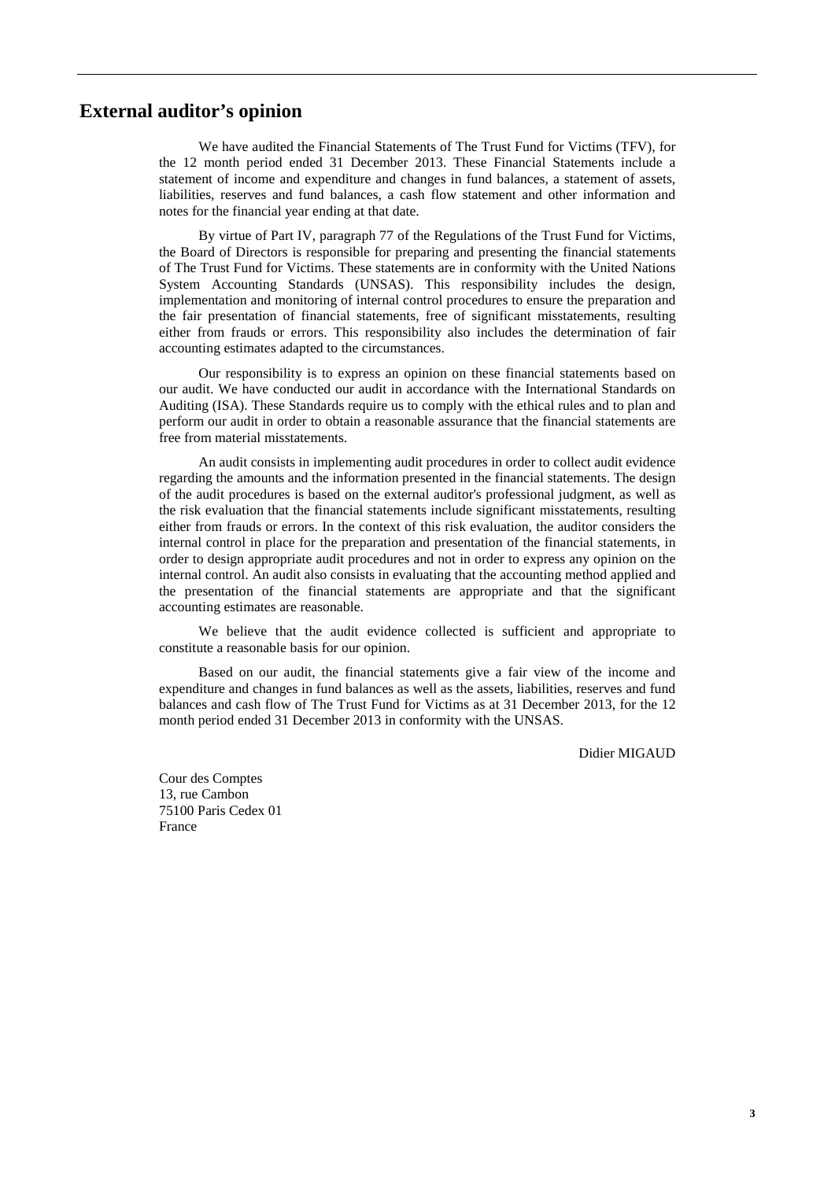# External auditor's opinion

We have audited the Financial Statements of The Trust Fund for Victims (TFV), for the 12 month period ended 31 December 2013. These Financial Statements include a statement of income and expenditure and changes in fund balances, a statement of assets, liabilities, reserves and fund balances, a cash flow statement and other information and notes for the financial year ending at that date.

By virtue of Part IV, paragraph 77 of the Regulations of the Trust Fund for Victims, the Board of Directors is responsible for preparing and presenting the financial statements of The Trust Fund for Victims. These statements are in conformity with the United Nations System Accounting Standards (UNSAS). This responsibility includes the design, implementation and monitoring of internal control procedures to ensure the preparation and the fair presentation of financial statements, free of significant misstatements, resulting either from frauds or errors. This responsibility also includes the determination of fair accounting estimates adapted to the circumstances.

Our responsibility is to express an opinion on these financial statements based on our audit. We have conducted our audit in accordance with the International Standards on Auditing (ISA). These Standards require us to comply with the ethical rules and to plan and perform our audit in order to obtain a reasonable assurance that the financial statements are free from material misstatements.

An audit consists in implementing audit procedures in order to collect audit evidence regarding the amounts and the information presented in the financial statements. The design of the audit procedures is based on the external auditor's professional judgment, as well as the risk evaluation that the financial statements include significant misstatements, resulting either from frauds or errors. In the context of this risk evaluation, the auditor considers the internal control in place for the preparation and presentation of the financial statements, in order to design appropriate audit procedures and not in order to express any opinion on the internal control. An audit also consists in evaluating that the accounting method applied and the presentation of the financial statements are appropriate and that the significant accounting estimates are reasonable.

We believe that the audit evidence collected is sufficient and appropriate to constitute a reasonable basis for our opinion.

Based on our audit, the financial statements give a fair view of the income and expenditure and changes in fund balances as well as the assets, liabilities, reserves and fund balances and cash flow of The Trust Fund for Victims as at 31 December 2013, for the 12 month period ended 31 December 2013 in conformity with the UNSAS.

Didier MIGAUD

Cour des Comptes
13, rue Cambon
75100 Paris Cedex 01
France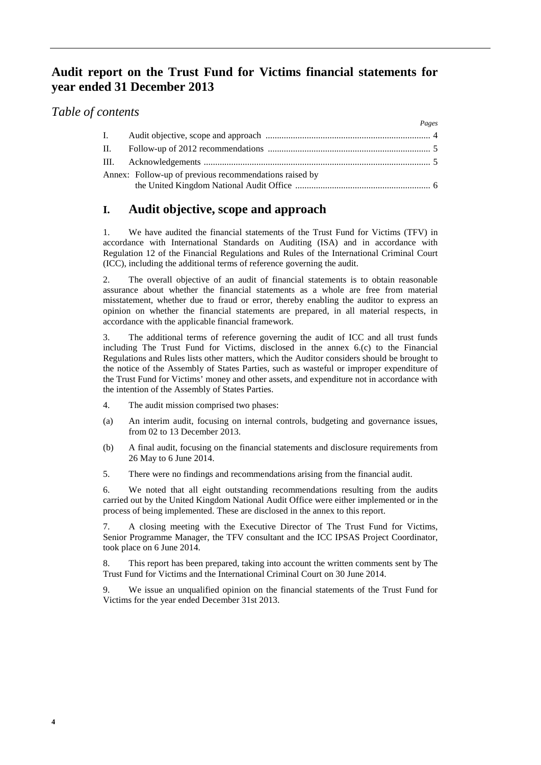# Audit report on the Trust Fund for Victims financial statements for year ended 31 December 2013

## *Table of contents*

| | | *Pages* |
|---|---|---|
| I. | Audit objective, scope and approach | 4 |
| II. | Follow-up of 2012 recommendations | 5 |
| III. | Acknowledgements | 5 |
| Annex: | Follow-up of previous recommendations raised by the United Kingdom National Audit Office | 6 |

## I. Audit objective, scope and approach

1. We have audited the financial statements of the Trust Fund for Victims (TFV) in accordance with International Standards on Auditing (ISA) and in accordance with Regulation 12 of the Financial Regulations and Rules of the International Criminal Court (ICC), including the additional terms of reference governing the audit.

2. The overall objective of an audit of financial statements is to obtain reasonable assurance about whether the financial statements as a whole are free from material misstatement, whether due to fraud or error, thereby enabling the auditor to express an opinion on whether the financial statements are prepared, in all material respects, in accordance with the applicable financial framework.

3. The additional terms of reference governing the audit of ICC and all trust funds including The Trust Fund for Victims, disclosed in the annex 6.(c) to the Financial Regulations and Rules lists other matters, which the Auditor considers should be brought to the notice of the Assembly of States Parties, such as wasteful or improper expenditure of the Trust Fund for Victims' money and other assets, and expenditure not in accordance with the intention of the Assembly of States Parties.

4. The audit mission comprised two phases:

(a) An interim audit, focusing on internal controls, budgeting and governance issues, from 02 to 13 December 2013.

(b) A final audit, focusing on the financial statements and disclosure requirements from 26 May to 6 June 2014.

5. There were no findings and recommendations arising from the financial audit.

6. We noted that all eight outstanding recommendations resulting from the audits carried out by the United Kingdom National Audit Office were either implemented or in the process of being implemented. These are disclosed in the annex to this report.

7. A closing meeting with the Executive Director of The Trust Fund for Victims, Senior Programme Manager, the TFV consultant and the ICC IPSAS Project Coordinator, took place on 6 June 2014.

8. This report has been prepared, taking into account the written comments sent by The Trust Fund for Victims and the International Criminal Court on 30 June 2014.

9. We issue an unqualified opinion on the financial statements of the Trust Fund for Victims for the year ended December 31st 2013.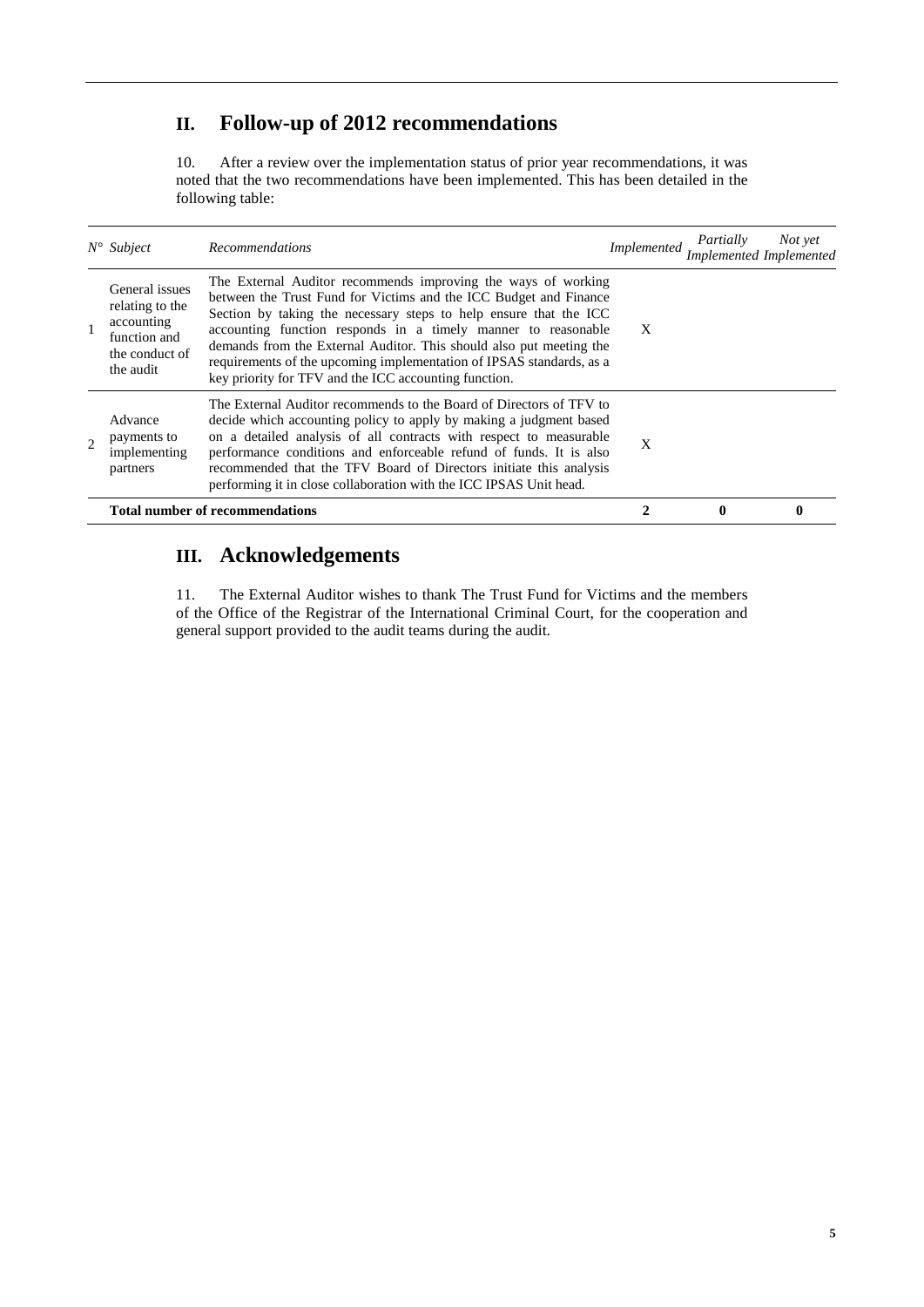## II. Follow-up of 2012 recommendations

10. After a review over the implementation status of prior year recommendations, it was noted that the two recommendations have been implemented. This has been detailed in the following table:

| *N°* | *Subject* | *Recommendations* | *Implemented* | *Partially Implemented* | *Not yet Implemented* |
|---|---|---|---|---|---|
| 1 | General issues relating to the accounting function and the conduct of the audit | The External Auditor recommends improving the ways of working between the Trust Fund for Victims and the ICC Budget and Finance Section by taking the necessary steps to help ensure that the ICC accounting function responds in a timely manner to reasonable demands from the External Auditor. This should also put meeting the requirements of the upcoming implementation of IPSAS standards, as a key priority for TFV and the ICC accounting function. | X | | |
| 2 | Advance payments to implementing partners | The External Auditor recommends to the Board of Directors of TFV to decide which accounting policy to apply by making a judgment based on a detailed analysis of all contracts with respect to measurable performance conditions and enforceable refund of funds. It is also recommended that the TFV Board of Directors initiate this analysis performing it in close collaboration with the ICC IPSAS Unit head. | X | | |
| | **Total number of recommendations** | | **2** | **0** | **0** |

## III. Acknowledgements

11. The External Auditor wishes to thank The Trust Fund for Victims and the members of the Office of the Registrar of the International Criminal Court, for the cooperation and general support provided to the audit teams during the audit.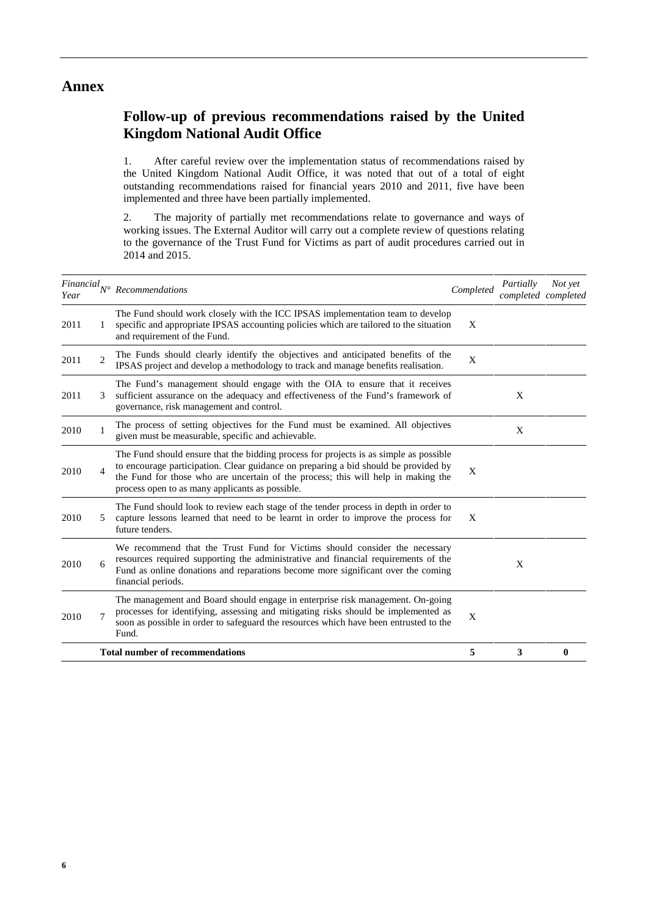# Annex

## Follow-up of previous recommendations raised by the United Kingdom National Audit Office

1. After careful review over the implementation status of recommendations raised by the United Kingdom National Audit Office, it was noted that out of a total of eight outstanding recommendations raised for financial years 2010 and 2011, five have been implemented and three have been partially implemented.

2. The majority of partially met recommendations relate to governance and ways of working issues. The External Auditor will carry out a complete review of questions relating to the governance of the Trust Fund for Victims as part of audit procedures carried out in 2014 and 2015.

| *Financial Year* | *N°* | *Recommendations* | *Completed* | *Partially completed* | *Not yet completed* |
|---|---|---|---|---|---|
| 2011 | 1 | The Fund should work closely with the ICC IPSAS implementation team to develop specific and appropriate IPSAS accounting policies which are tailored to the situation and requirement of the Fund. | X | | |
| 2011 | 2 | The Funds should clearly identify the objectives and anticipated benefits of the IPSAS project and develop a methodology to track and manage benefits realisation. | X | | |
| 2011 | 3 | The Fund's management should engage with the OIA to ensure that it receives sufficient assurance on the adequacy and effectiveness of the Fund's framework of governance, risk management and control. | | X | |
| 2010 | 1 | The process of setting objectives for the Fund must be examined. All objectives given must be measurable, specific and achievable. | | X | |
| 2010 | 4 | The Fund should ensure that the bidding process for projects is as simple as possible to encourage participation. Clear guidance on preparing a bid should be provided by the Fund for those who are uncertain of the process; this will help in making the process open to as many applicants as possible. | X | | |
| 2010 | 5 | The Fund should look to review each stage of the tender process in depth in order to capture lessons learned that need to be learnt in order to improve the process for future tenders. | X | | |
| 2010 | 6 | We recommend that the Trust Fund for Victims should consider the necessary resources required supporting the administrative and financial requirements of the Fund as online donations and reparations become more significant over the coming financial periods. | | X | |
| 2010 | 7 | The management and Board should engage in enterprise risk management. On-going processes for identifying, assessing and mitigating risks should be implemented as soon as possible in order to safeguard the resources which have been entrusted to the Fund. | X | | |
| | | **Total number of recommendations** | **5** | **3** | **0** |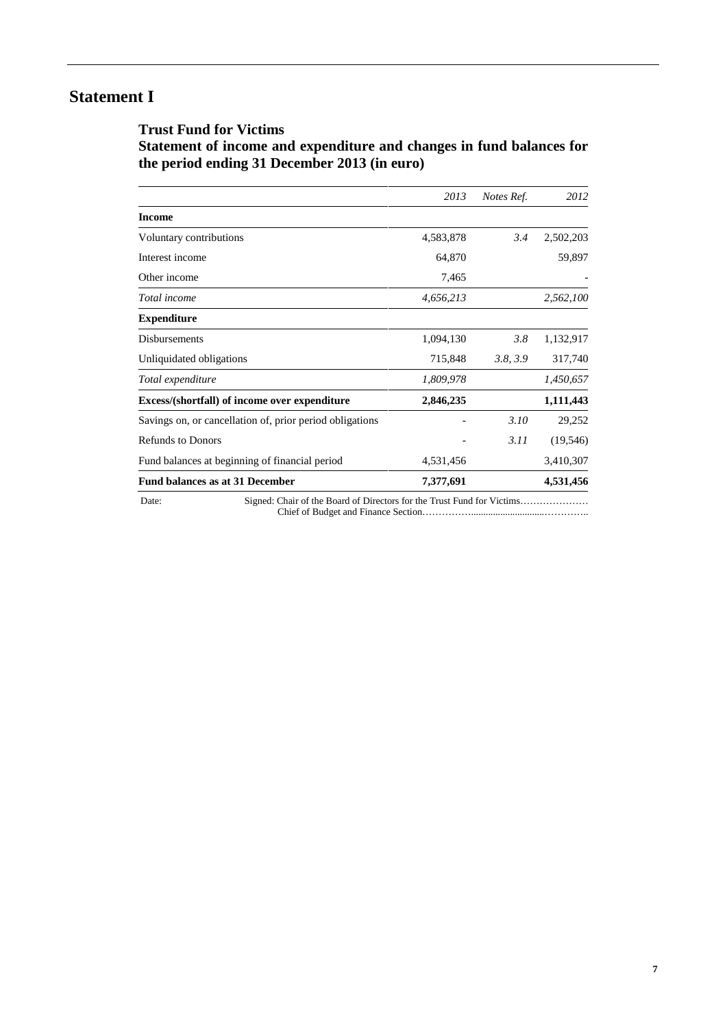# Statement I

## Trust Fund for Victims

## Statement of income and expenditure and changes in fund balances for the period ending 31 December 2013 (in euro)

| | *2013* | *Notes Ref.* | *2012* |
|---|---|---|---|
| **Income** | | | |
| Voluntary contributions | 4,583,878 | *3.4* | 2,502,203 |
| Interest income | 64,870 | | 59,897 |
| Other income | 7,465 | | - |
| *Total income* | *4,656,213* | | *2,562,100* |
| **Expenditure** | | | |
| Disbursements | 1,094,130 | *3.8* | 1,132,917 |
| Unliquidated obligations | 715,848 | *3.8, 3.9* | 317,740 |
| *Total expenditure* | *1,809,978* | | *1,450,657* |
| **Excess/(shortfall) of income over expenditure** | **2,846,235** | | **1,111,443** |
| Savings on, or cancellation of, prior period obligations | - | *3.10* | 29,252 |
| Refunds to Donors | - | *3.11* | (19,546) |
| Fund balances at beginning of financial period | 4,531,456 | | 3,410,307 |
| **Fund balances as at 31 December** | **7,377,691** | | **4,531,456** |

Date: Signed: Chair of the Board of Directors for the Trust Fund for Victims…………………

Chief of Budget and Finance Section……………...........................…………..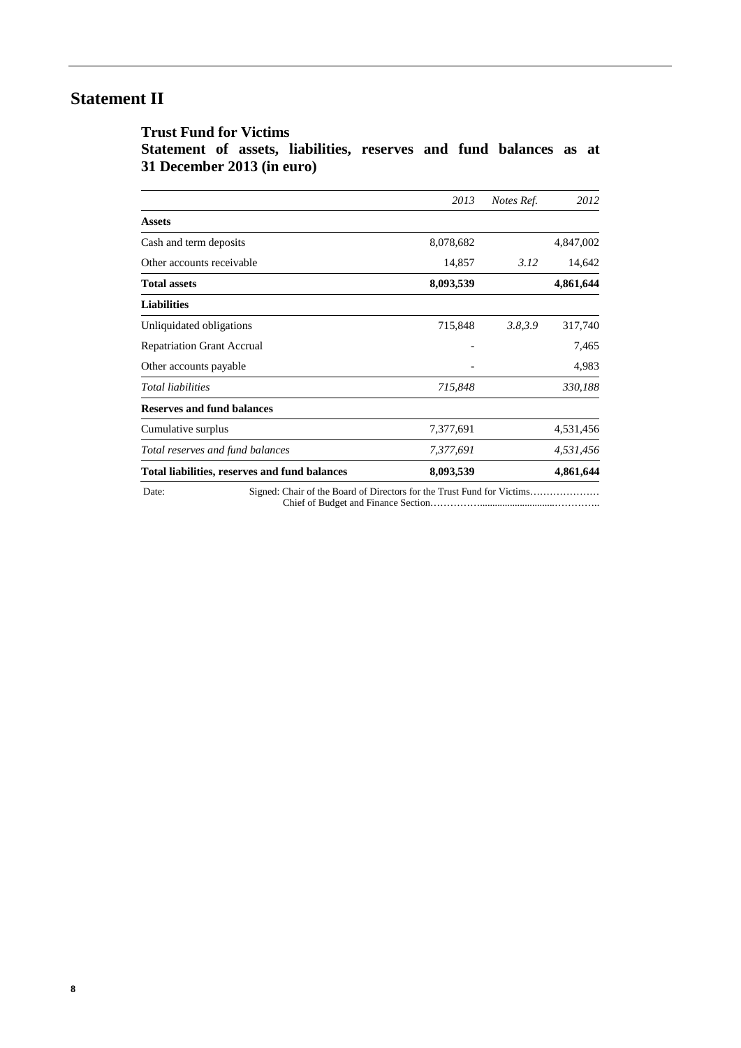# Statement II

## Trust Fund for Victims

## Statement of assets, liabilities, reserves and fund balances as at 31 December 2013 (in euro)

| | *2013* | *Notes Ref.* | *2012* |
|---|---|---|---|
| **Assets** | | | |
| Cash and term deposits | 8,078,682 | | 4,847,002 |
| Other accounts receivable | 14,857 | *3.12* | 14,642 |
| **Total assets** | **8,093,539** | | **4,861,644** |
| **Liabilities** | | | |
| Unliquidated obligations | 715,848 | *3.8,3.9* | 317,740 |
| Repatriation Grant Accrual | - | | 7,465 |
| Other accounts payable | - | | 4,983 |
| *Total liabilities* | *715,848* | | *330,188* |
| **Reserves and fund balances** | | | |
| Cumulative surplus | 7,377,691 | | 4,531,456 |
| *Total reserves and fund balances* | *7,377,691* | | *4,531,456* |
| **Total liabilities, reserves and fund balances** | **8,093,539** | | **4,861,644** |

Date: Signed: Chair of the Board of Directors for the Trust Fund for Victims…………………

Chief of Budget and Finance Section…………….............................…………..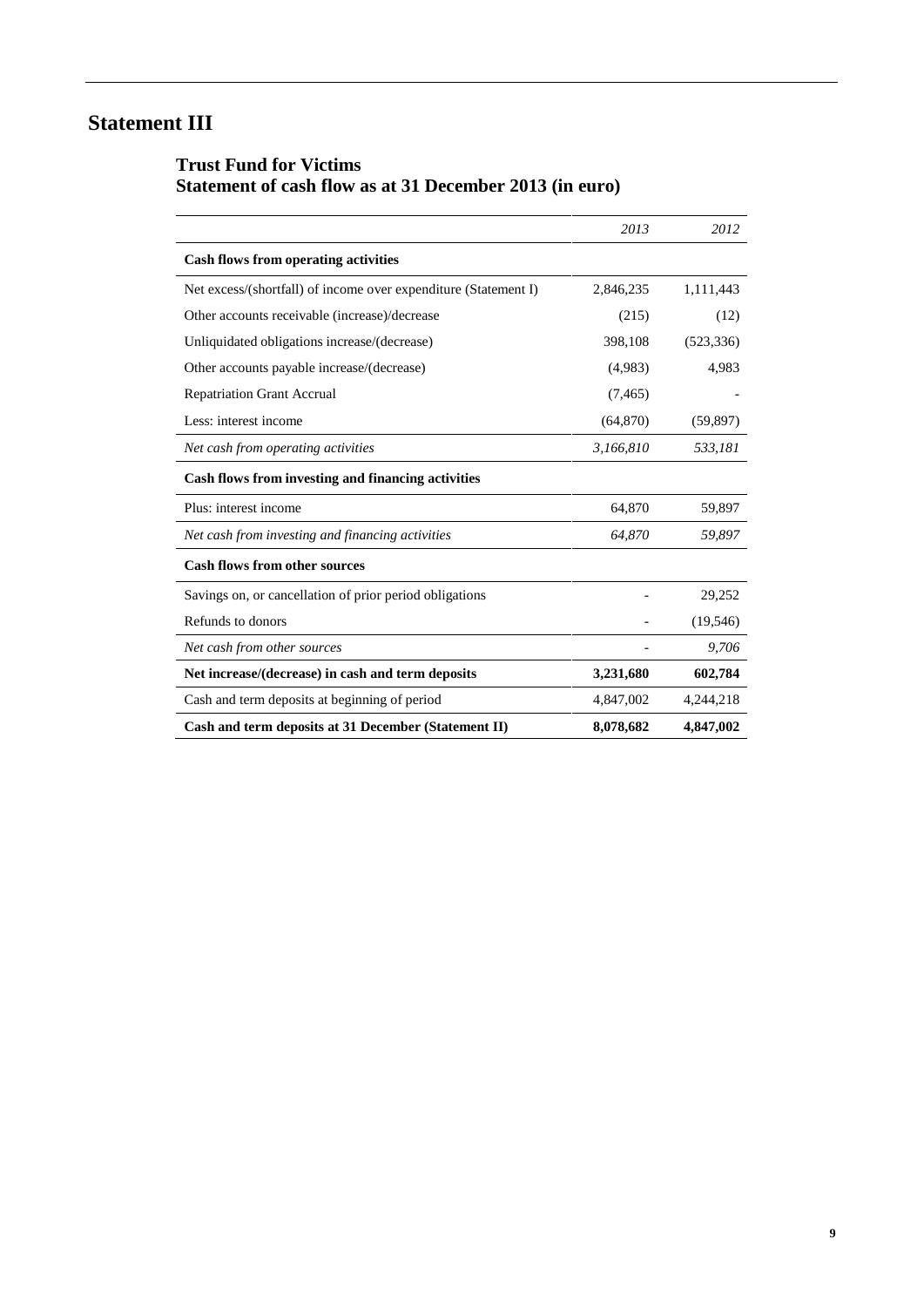# Statement III

## Trust Fund for Victims
## Statement of cash flow as at 31 December 2013 (in euro)

| | *2013* | *2012* |
|---|---|---|
| **Cash flows from operating activities** | | |
| Net excess/(shortfall) of income over expenditure (Statement I) | 2,846,235 | 1,111,443 |
| Other accounts receivable (increase)/decrease | (215) | (12) |
| Unliquidated obligations increase/(decrease) | 398,108 | (523,336) |
| Other accounts payable increase/(decrease) | (4,983) | 4,983 |
| Repatriation Grant Accrual | (7,465) | - |
| Less: interest income | (64,870) | (59,897) |
| *Net cash from operating activities* | *3,166,810* | *533,181* |
| **Cash flows from investing and financing activities** | | |
| Plus: interest income | 64,870 | 59,897 |
| *Net cash from investing and financing activities* | *64,870* | *59,897* |
| **Cash flows from other sources** | | |
| Savings on, or cancellation of prior period obligations | - | 29,252 |
| Refunds to donors | - | (19,546) |
| *Net cash from other sources* | - | *9,706* |
| **Net increase/(decrease) in cash and term deposits** | **3,231,680** | **602,784** |
| Cash and term deposits at beginning of period | 4,847,002 | 4,244,218 |
| **Cash and term deposits at 31 December (Statement II)** | **8,078,682** | **4,847,002** |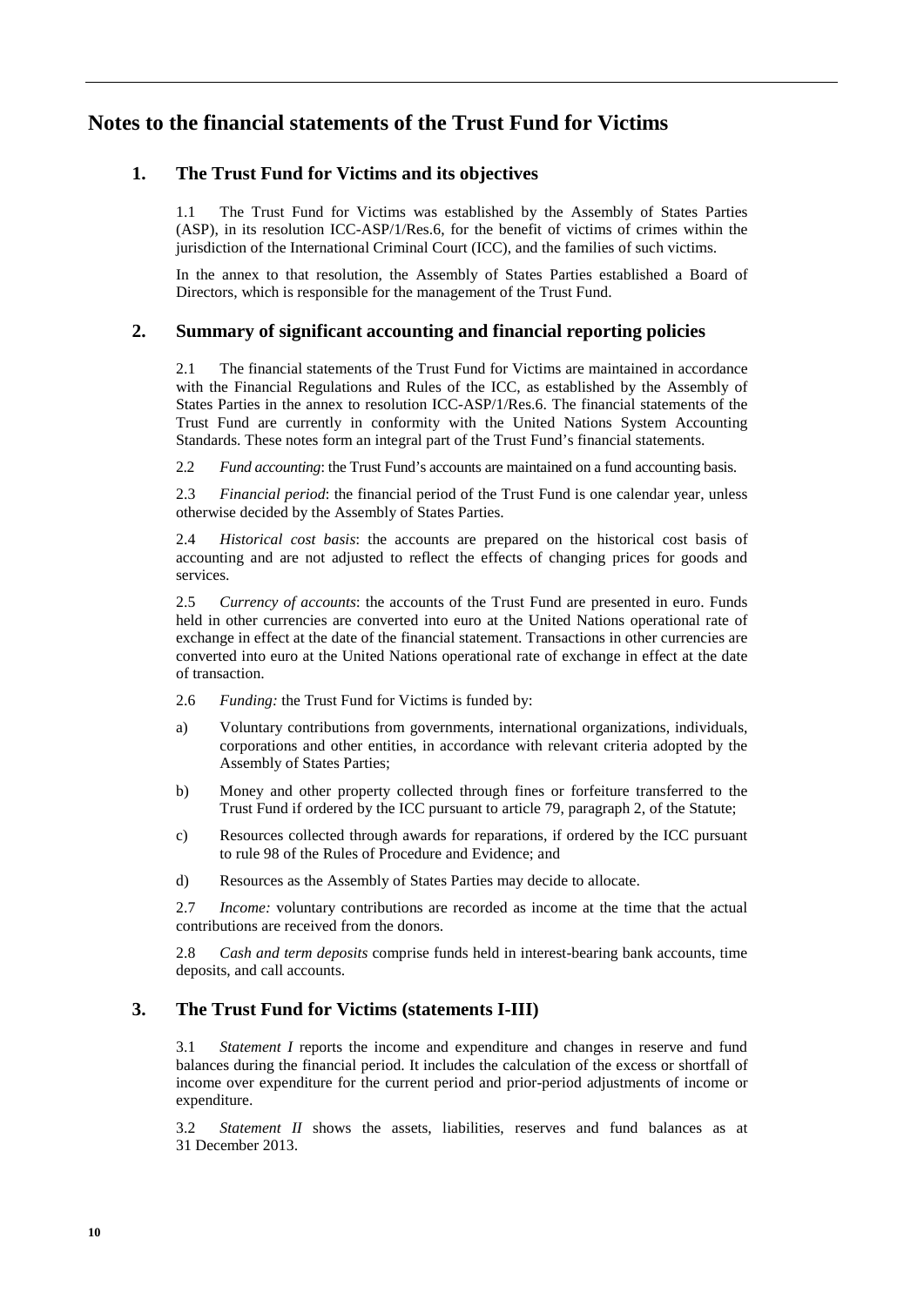# Notes to the financial statements of the Trust Fund for Victims

## 1. The Trust Fund for Victims and its objectives

1.1 The Trust Fund for Victims was established by the Assembly of States Parties (ASP), in its resolution ICC-ASP/1/Res.6, for the benefit of victims of crimes within the jurisdiction of the International Criminal Court (ICC), and the families of such victims.

In the annex to that resolution, the Assembly of States Parties established a Board of Directors, which is responsible for the management of the Trust Fund.

## 2. Summary of significant accounting and financial reporting policies

2.1 The financial statements of the Trust Fund for Victims are maintained in accordance with the Financial Regulations and Rules of the ICC, as established by the Assembly of States Parties in the annex to resolution ICC-ASP/1/Res.6. The financial statements of the Trust Fund are currently in conformity with the United Nations System Accounting Standards. These notes form an integral part of the Trust Fund's financial statements.

2.2 *Fund accounting*: the Trust Fund's accounts are maintained on a fund accounting basis.

2.3 *Financial period*: the financial period of the Trust Fund is one calendar year, unless otherwise decided by the Assembly of States Parties.

2.4 *Historical cost basis*: the accounts are prepared on the historical cost basis of accounting and are not adjusted to reflect the effects of changing prices for goods and services.

2.5 *Currency of accounts*: the accounts of the Trust Fund are presented in euro. Funds held in other currencies are converted into euro at the United Nations operational rate of exchange in effect at the date of the financial statement. Transactions in other currencies are converted into euro at the United Nations operational rate of exchange in effect at the date of transaction.

2.6 *Funding:* the Trust Fund for Victims is funded by:

a) Voluntary contributions from governments, international organizations, individuals, corporations and other entities, in accordance with relevant criteria adopted by the Assembly of States Parties;

b) Money and other property collected through fines or forfeiture transferred to the Trust Fund if ordered by the ICC pursuant to article 79, paragraph 2, of the Statute;

c) Resources collected through awards for reparations, if ordered by the ICC pursuant to rule 98 of the Rules of Procedure and Evidence; and

d) Resources as the Assembly of States Parties may decide to allocate.

2.7 *Income:* voluntary contributions are recorded as income at the time that the actual contributions are received from the donors.

2.8 *Cash and term deposits* comprise funds held in interest-bearing bank accounts, time deposits, and call accounts.

## 3. The Trust Fund for Victims (statements I-III)

3.1 *Statement I* reports the income and expenditure and changes in reserve and fund balances during the financial period. It includes the calculation of the excess or shortfall of income over expenditure for the current period and prior-period adjustments of income or expenditure.

3.2 *Statement II* shows the assets, liabilities, reserves and fund balances as at 31 December 2013.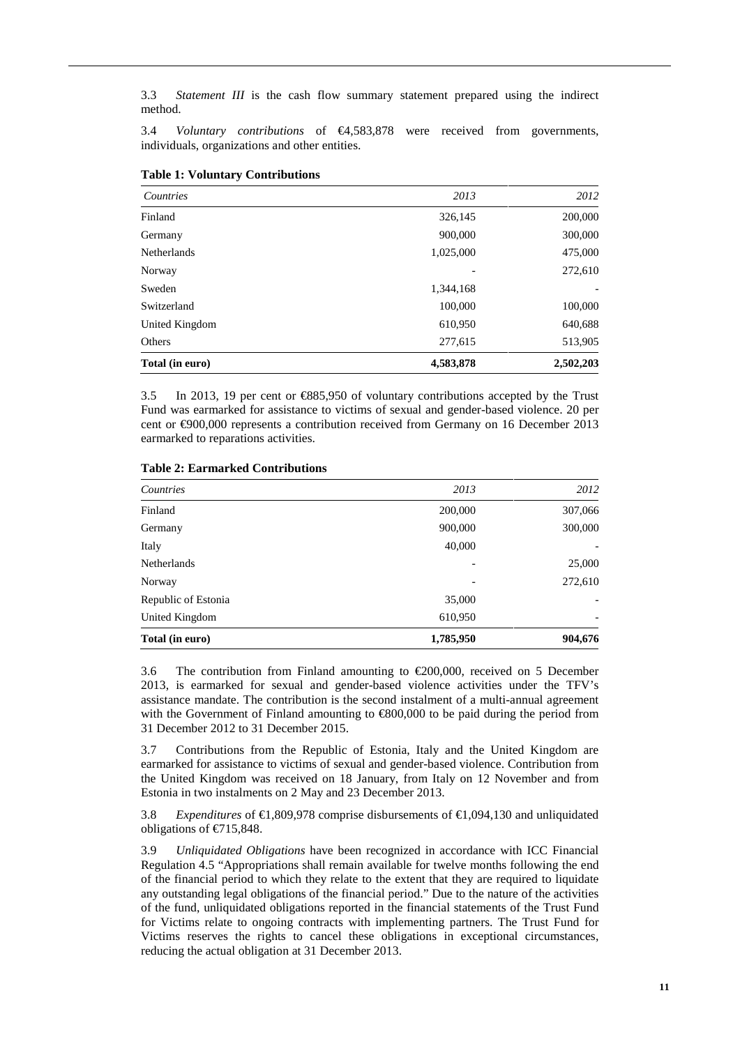3.3 *Statement III* is the cash flow summary statement prepared using the indirect method.

3.4 *Voluntary contributions* of €4,583,878 were received from governments, individuals, organizations and other entities.

**Table 1: Voluntary Contributions**

| *Countries* | *2013* | *2012* |
|---|---|---|
| Finland | 326,145 | 200,000 |
| Germany | 900,000 | 300,000 |
| Netherlands | 1,025,000 | 475,000 |
| Norway | - | 272,610 |
| Sweden | 1,344,168 | - |
| Switzerland | 100,000 | 100,000 |
| United Kingdom | 610,950 | 640,688 |
| Others | 277,615 | 513,905 |
| **Total (in euro)** | **4,583,878** | **2,502,203** |

3.5 In 2013, 19 per cent or €885,950 of voluntary contributions accepted by the Trust Fund was earmarked for assistance to victims of sexual and gender-based violence. 20 per cent or €900,000 represents a contribution received from Germany on 16 December 2013 earmarked to reparations activities.

**Table 2: Earmarked Contributions**

| *Countries* | *2013* | *2012* |
|---|---|---|
| Finland | 200,000 | 307,066 |
| Germany | 900,000 | 300,000 |
| Italy | 40,000 | - |
| Netherlands | - | 25,000 |
| Norway | - | 272,610 |
| Republic of Estonia | 35,000 | - |
| United Kingdom | 610,950 | - |
| **Total (in euro)** | **1,785,950** | **904,676** |

3.6 The contribution from Finland amounting to €200,000, received on 5 December 2013, is earmarked for sexual and gender-based violence activities under the TFV's assistance mandate. The contribution is the second instalment of a multi-annual agreement with the Government of Finland amounting to €800,000 to be paid during the period from 31 December 2012 to 31 December 2015.

3.7 Contributions from the Republic of Estonia, Italy and the United Kingdom are earmarked for assistance to victims of sexual and gender-based violence. Contribution from the United Kingdom was received on 18 January, from Italy on 12 November and from Estonia in two instalments on 2 May and 23 December 2013.

3.8 *Expenditures* of €1,809,978 comprise disbursements of €1,094,130 and unliquidated obligations of €715,848.

3.9 *Unliquidated Obligations* have been recognized in accordance with ICC Financial Regulation 4.5 "Appropriations shall remain available for twelve months following the end of the financial period to which they relate to the extent that they are required to liquidate any outstanding legal obligations of the financial period." Due to the nature of the activities of the fund, unliquidated obligations reported in the financial statements of the Trust Fund for Victims relate to ongoing contracts with implementing partners. The Trust Fund for Victims reserves the rights to cancel these obligations in exceptional circumstances, reducing the actual obligation at 31 December 2013.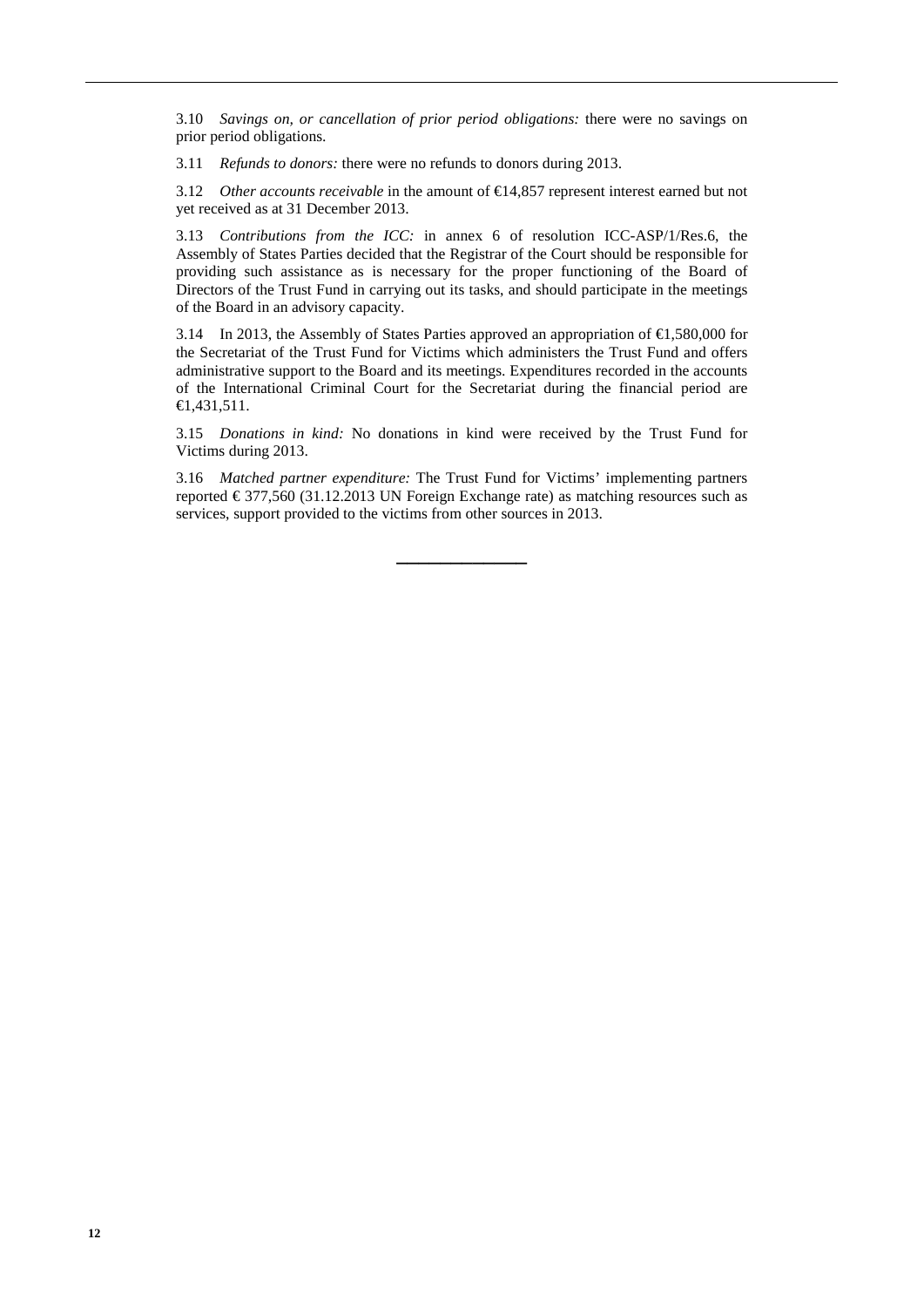3.10 *Savings on, or cancellation of prior period obligations:* there were no savings on prior period obligations.

3.11 *Refunds to donors:* there were no refunds to donors during 2013.

3.12 *Other accounts receivable* in the amount of €14,857 represent interest earned but not yet received as at 31 December 2013.

3.13 *Contributions from the ICC:* in annex 6 of resolution ICC-ASP/1/Res.6, the Assembly of States Parties decided that the Registrar of the Court should be responsible for providing such assistance as is necessary for the proper functioning of the Board of Directors of the Trust Fund in carrying out its tasks, and should participate in the meetings of the Board in an advisory capacity.

3.14 In 2013, the Assembly of States Parties approved an appropriation of €1,580,000 for the Secretariat of the Trust Fund for Victims which administers the Trust Fund and offers administrative support to the Board and its meetings. Expenditures recorded in the accounts of the International Criminal Court for the Secretariat during the financial period are €1,431,511.

3.15 *Donations in kind:* No donations in kind were received by the Trust Fund for Victims during 2013.

3.16 *Matched partner expenditure:* The Trust Fund for Victims' implementing partners reported € 377,560 (31.12.2013 UN Foreign Exchange rate) as matching resources such as services, support provided to the victims from other sources in 2013.

---